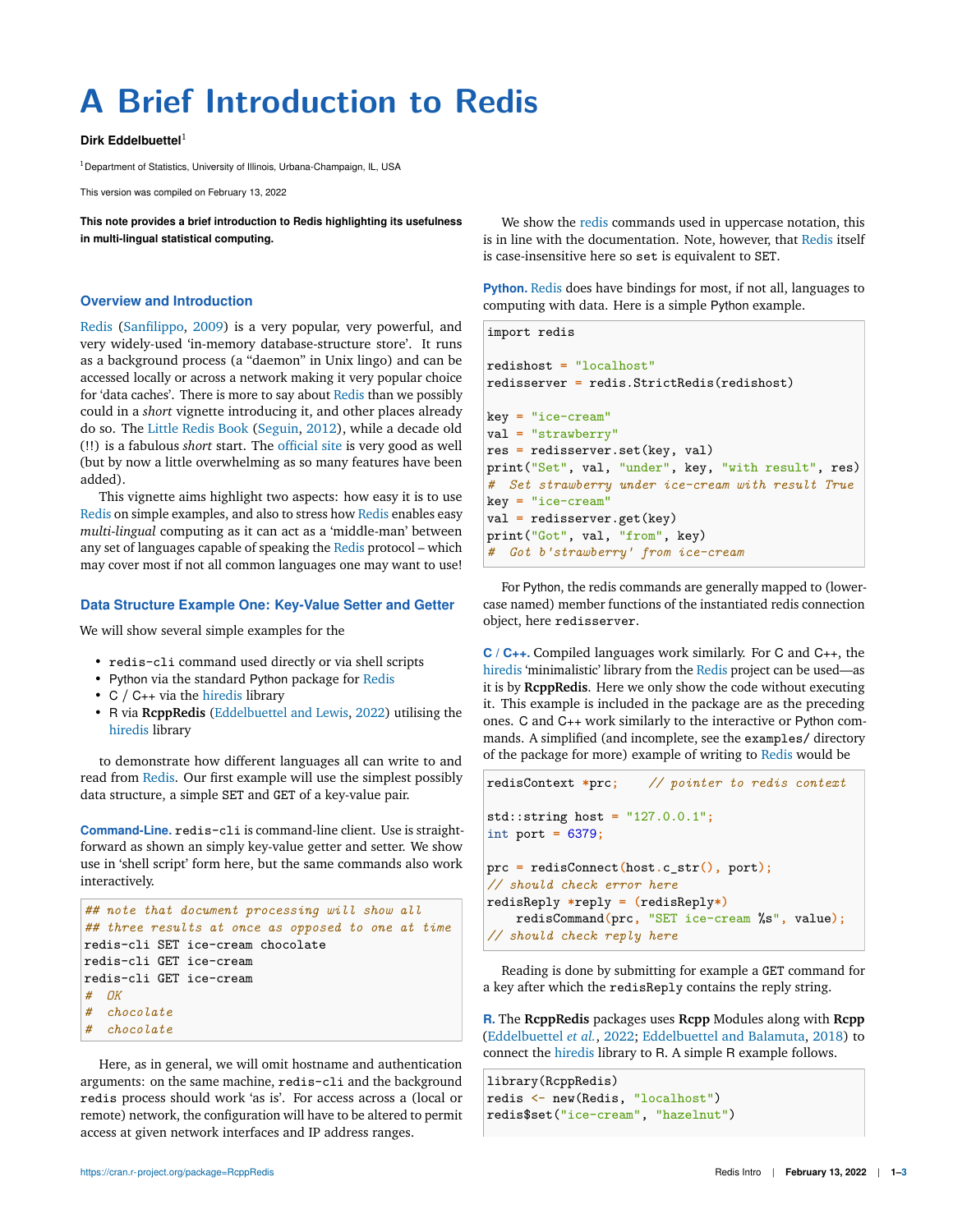# A Brief Introduction to Redis

**Dirk Eddelbuettel**[1]

[1]Department of Statistics, University of Illinois, Urbana-Champaign, IL, USA

This version was compiled on February 13, 2022

**This note provides a brief introduction to Redis highlighting its usefulness in multi-lingual statistical computing.**

## Overview and Introduction

Redis (Sanfilippo, 2009) is a very popular, very powerful, and very widely-used 'in-memory database-structure store'. It runs as a background process (a "daemon" in Unix lingo) and can be accessed locally or across a network making it very popular choice for 'data caches'. There is more to say about Redis than we possibly could in a *short* vignette introducing it, and other places already do so. The Little Redis Book (Seguin, 2012), while a decade old (!!) is a fabulous *short* start. The official site is very good as well (but by now a little overwhelming as so many features have been added).

This vignette aims highlight two aspects: how easy it is to use Redis on simple examples, and also to stress how Redis enables easy *multi-lingual* computing as it can act as a 'middle-man' between any set of languages capable of speaking the Redis protocol – which may cover most if not all common languages one may want to use!

## Data Structure Example One: Key-Value Setter and Getter

We will show several simple examples for the

- `redis-cli` command used directly or via shell scripts
- Python via the standard Python package for Redis
- C / C++ via the hiredis library
- R via **RcppRedis** (Eddelbuettel and Lewis, 2022) utilising the hiredis library

to demonstrate how different languages all can write to and read from Redis. Our first example will use the simplest possibly data structure, a simple `SET` and `GET` of a key-value pair.

**Command-Line.** `redis-cli` is command-line client. Use is straightforward as shown an simply key-value getter and setter. We show use in 'shell script' form here, but the same commands also work interactively.

```
## note that document processing will show all
## three results at once as opposed to one at time
redis-cli SET ice-cream chocolate
redis-cli GET ice-cream
redis-cli GET ice-cream
#  OK
#  chocolate
#  chocolate
```

Here, as in general, we will omit hostname and authentication arguments: on the same machine, `redis-cli` and the background `redis` process should work 'as is'. For access across a (local or remote) network, the configuration will have to be altered to permit access at given network interfaces and IP address ranges.

We show the redis commands used in uppercase notation, this is in line with the documentation. Note, however, that Redis itself is case-insensitive here so `set` is equivalent to `SET`.

**Python.** Redis does have bindings for most, if not all, languages to computing with data. Here is a simple Python example.

```python
import redis

redishost = "localhost"
redisserver = redis.StrictRedis(redishost)

key = "ice-cream"
val = "strawberry"
res = redisserver.set(key, val)
print("Set", val, "under", key, "with result", res)
#  Set strawberry under ice-cream with result True
key = "ice-cream"
val = redisserver.get(key)
print("Got", val, "from", key)
#  Got b'strawberry' from ice-cream
```

For Python, the redis commands are generally mapped to (lowercase named) member functions of the instantiated redis connection object, here `redisserver`.

**C / C++.** Compiled languages work similarly. For C and C++, the hiredis 'minimalistic' library from the Redis project can be used—as it is by **RcppRedis**. Here we only show the code without executing it. This example is included in the package are as the preceding ones. C and C++ work similarly to the interactive or Python commands. A simplified (and incomplete, see the `examples/` directory of the package for more) example of writing to Redis would be

```cpp
redisContext *prc;    // pointer to redis context

std::string host = "127.0.0.1";
int port = 6379;

prc = redisConnect(host.c_str(), port);
// should check error here
redisReply *reply = (redisReply*)
    redisCommand(prc, "SET ice-cream %s", value);
// should check reply here
```

Reading is done by submitting for example a `GET` command for a key after which the `redisReply` contains the reply string.

**R.** The **RcppRedis** packages uses **Rcpp** Modules along with **Rcpp** (Eddelbuettel *et al.*, 2022; Eddelbuettel and Balamuta, 2018) to connect the hiredis library to R. A simple R example follows.

```r
library(RcppRedis)
redis <- new(Redis, "localhost")
redis$set("ice-cream", "hazelnut")
```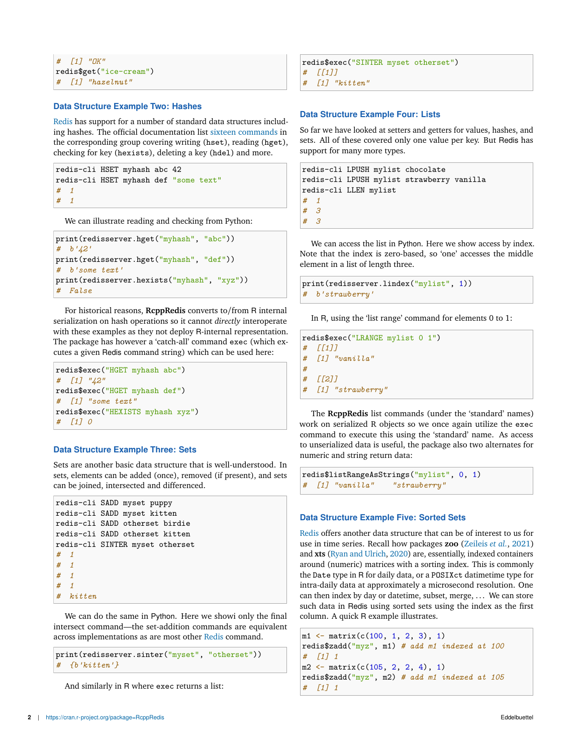```
#  [1] "OK"
redis$get("ice-cream")
#  [1] "hazelnut"
```

### Data Structure Example Two: Hashes

Redis has support for a number of standard data structures including hashes. The official documentation list sixteen commands in the corresponding group covering writing (`hset`), reading (`hget`), checking for key (`hexists`), deleting a key (`hdel`) and more.

```
redis-cli HSET myhash abc 42
redis-cli HSET myhash def "some text"
#  1
#  1
```

We can illustrate reading and checking from Python:

```
print(redisserver.hget("myhash", "abc"))
#  b'42'
print(redisserver.hget("myhash", "def"))
#  b'some text'
print(redisserver.hexists("myhash", "xyz"))
#  False
```

For historical reasons, **RcppRedis** converts to/from R internal serialization on hash operations so it cannot *directly* interoperate with these examples as they not deploy R-internal representation. The package has however a 'catch-all' command `exec` (which excutes a given Redis command string) which can be used here:

```
redis$exec("HGET myhash abc")
#  [1] "42"
redis$exec("HGET myhash def")
#  [1] "some text"
redis$exec("HEXISTS myhash xyz")
#  [1] 0
```

### Data Structure Example Three: Sets

Sets are another basic data structure that is well-understood. In sets, elements can be added (once), removed (if present), and sets can be joined, intersected and differenced.

```
redis-cli SADD myset puppy
redis-cli SADD myset kitten
redis-cli SADD otherset birdie
redis-cli SADD otherset kitten
redis-cli SINTER myset otherset
#  1
#  1
#  1
#  1
#  kitten
```

We can do the same in Python. Here we showi only the final intersect command—the set-addition commands are equivalent across implementations as are most other Redis command.

```
print(redisserver.sinter("myset", "otherset"))
#  {b'kitten'}
```

And similarly in R where `exec` returns a list:

```
redis$exec("SINTER myset otherset")
#  [[1]]
#  [1] "kitten"
```

### Data Structure Example Four: Lists

So far we have looked at setters and getters for values, hashes, and sets. All of these covered only one value per key. But Redis has support for many more types.

```
redis-cli LPUSH mylist chocolate
redis-cli LPUSH mylist strawberry vanilla
redis-cli LLEN mylist
#  1
#  3
#  3
```

We can access the list in Python. Here we show access by index. Note that the index is zero-based, so 'one' accesses the middle element in a list of length three.

```
print(redisserver.lindex("mylist", 1))
#  b'strawberry'
```

In R, using the 'list range' command for elements 0 to 1:

```
redis$exec("LRANGE mylist 0 1")
#  [[1]]
#  [1] "vanilla"
#
#  [[2]]
#  [1] "strawberry"
```

The **RcppRedis** list commands (under the 'standard' names) work on serialized R objects so we once again utilize the `exec` command to execute this using the 'standard' name. As access to unserialized data is useful, the package also two alternates for numeric and string return data:

```
redis$listRangeAsStrings("mylist", 0, 1)
#  [1] "vanilla"    "strawberry"
```

### Data Structure Example Five: Sorted Sets

Redis offers another data structure that can be of interest to us for use in time series. Recall how packages **zoo** (Zeileis *et al.*, 2021) and **xts** (Ryan and Ulrich, 2020) are, essentially, indexed containers around (numeric) matrices with a sorting index. This is commonly the `Date` type in R for daily data, or a `POSIXct` datetime type for intra-daily data at approximately a microsecond resolution. One can then index by day or datetime, subset, merge, . . . We can store such data in Redis using sorted sets using the index as the first column. A quick R example illustrates.

```
m1 <- matrix(c(100, 1, 2, 3), 1)
redis$zadd("myz", m1) # add m1 indexed at 100
#  [1] 1
m2 <- matrix(c(105, 2, 2, 4), 1)
redis$zadd("myz", m2) # add m1 indexed at 105
#  [1] 1
```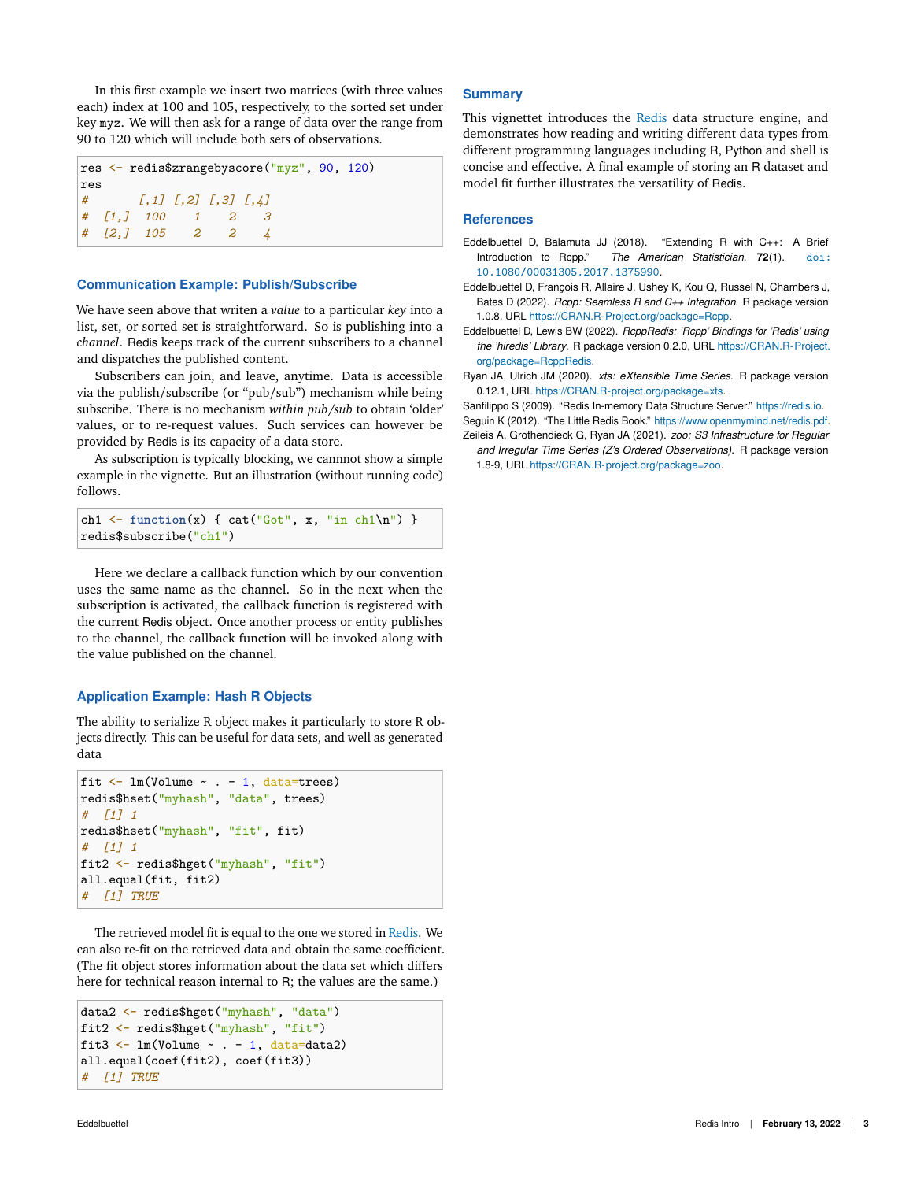In this first example we insert two matrices (with three values each) index at 100 and 105, respectively, to the sorted set under key myz. We will then ask for a range of data over the range from 90 to 120 which will include both sets of observations.

```
res <- redis$zrangebyscore("myz", 90, 120)
res
#      [,1] [,2] [,3] [,4]
#  [1,]  100    1    2    3
#  [2,]  105    2    2    4
```

### Communication Example: Publish/Subscribe

We have seen above that writen a *value* to a particular *key* into a list, set, or sorted set is straightforward. So is publishing into a *channel*. Redis keeps track of the current subscribers to a channel and dispatches the published content.

Subscribers can join, and leave, anytime. Data is accessible via the publish/subscribe (or "pub/sub") mechanism while being subscribe. There is no mechanism *within pub/sub* to obtain 'older' values, or to re-request values. Such services can however be provided by Redis is its capacity of a data store.

As subscription is typically blocking, we cannot show a simple example in the vignette. But an illustration (without running code) follows.

```
ch1 <- function(x) { cat("Got", x, "in ch1\n") }
redis$subscribe("ch1")
```

Here we declare a callback function which by our convention uses the same name as the channel. So in the next when the subscription is activated, the callback function is registered with the current Redis object. Once another process or entity publishes to the channel, the callback function will be invoked along with the value published on the channel.

### Application Example: Hash R Objects

The ability to serialize R object makes it particularly to store R objects directly. This can be useful for data sets, and well as generated data

```
fit <- lm(Volume ~ . - 1, data=trees)
redis$hset("myhash", "data", trees)
#  [1] 1
redis$hset("myhash", "fit", fit)
#  [1] 1
fit2 <- redis$hget("myhash", "fit")
all.equal(fit, fit2)
#  [1] TRUE
```

The retrieved model fit is equal to the one we stored in Redis. We can also re-fit on the retrieved data and obtain the same coefficient. (The fit object stores information about the data set which differs here for technical reason internal to R; the values are the same.)

```
data2 <- redis$hget("myhash", "data")
fit2 <- redis$hget("myhash", "fit")
fit3 <- lm(Volume ~ . - 1, data=data2)
all.equal(coef(fit2), coef(fit3))
#  [1] TRUE
```

### Summary

This vignettet introduces the Redis data structure engine, and demonstrates how reading and writing different data types from different programming languages including R, Python and shell is concise and effective. A final example of storing an R dataset and model fit further illustrates the versatility of Redis.

### References

Eddelbuettel D, Balamuta JJ (2018). "Extending R with C++: A Brief Introduction to Rcpp." *The American Statistician*, **72**(1). doi: 10.1080/00031305.2017.1375990.

Eddelbuettel D, François R, Allaire J, Ushey K, Kou Q, Russel N, Chambers J, Bates D (2022). *Rcpp: Seamless R and C++ Integration*. R package version 1.0.8, URL https://CRAN.R-Project.org/package=Rcpp.

Eddelbuettel D, Lewis BW (2022). *RcppRedis: 'Rcpp' Bindings for 'Redis' using the 'hiredis' Library*. R package version 0.2.0, URL https://CRAN.R-Project.org/package=RcppRedis.

Ryan JA, Ulrich JM (2020). *xts: eXtensible Time Series*. R package version 0.12.1, URL https://CRAN.R-project.org/package=xts.

Sanfilippo S (2009). "Redis In-memory Data Structure Server." https://redis.io.

Seguin K (2012). "The Little Redis Book." https://www.openmymind.net/redis.pdf.

Zeileis A, Grothendieck G, Ryan JA (2021). *zoo: S3 Infrastructure for Regular and Irregular Time Series (Z's Ordered Observations)*. R package version 1.8-9, URL https://CRAN.R-project.org/package=zoo.